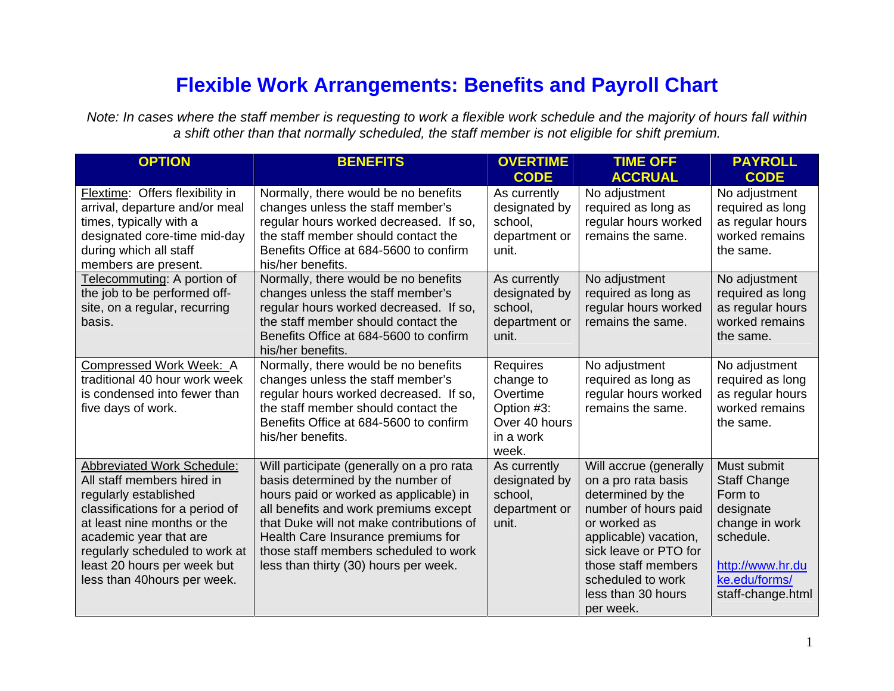# Flexible Work Arrangements: Benefits and Payroll Chart

*Note: In cases where the staff member is requesting to work a flexible work schedule and the majority of hours fall within a shift other than that normally scheduled, the staff member is not eligible for shift premium.*

| OPTION | BENEFITS | OVERTIME CODE | TIME OFF ACCRUAL | PAYROLL CODE |
|---|---|---|---|---|
| Flextime: Offers flexibility in arrival, departure and/or meal times, typically with a designated core-time mid-day during which all staff members are present. | Normally, there would be no benefits changes unless the staff member's regular hours worked decreased. If so, the staff member should contact the Benefits Office at 684-5600 to confirm his/her benefits. | As currently designated by school, department or unit. | No adjustment required as long as regular hours worked remains the same. | No adjustment required as long as regular hours worked remains the same. |
| Telecommuting: A portion of the job to be performed off-site, on a regular, recurring basis. | Normally, there would be no benefits changes unless the staff member's regular hours worked decreased. If so, the staff member should contact the Benefits Office at 684-5600 to confirm his/her benefits. | As currently designated by school, department or unit. | No adjustment required as long as regular hours worked remains the same. | No adjustment required as long as regular hours worked remains the same. |
| Compressed Work Week: A traditional 40 hour work week is condensed into fewer than five days of work. | Normally, there would be no benefits changes unless the staff member's regular hours worked decreased. If so, the staff member should contact the Benefits Office at 684-5600 to confirm his/her benefits. | Requires change to Overtime Option #3: Over 40 hours in a work week. | No adjustment required as long as regular hours worked remains the same. | No adjustment required as long as regular hours worked remains the same. |
| Abbreviated Work Schedule: All staff members hired in regularly established classifications for a period of at least nine months or the academic year that are regularly scheduled to work at least 20 hours per week but less than 40hours per week. | Will participate (generally on a pro rata basis determined by the number of hours paid or worked as applicable) in all benefits and work premiums except that Duke will not make contributions of Health Care Insurance premiums for those staff members scheduled to work less than thirty (30) hours per week. | As currently designated by school, department or unit. | Will accrue (generally on a pro rata basis determined by the number of hours paid or worked as applicable) vacation, sick leave or PTO for those staff members scheduled to work less than 30 hours per week. | Must submit Staff Change Form to designate change in work schedule. http://www.hr.duke.edu/forms/staff-change.html |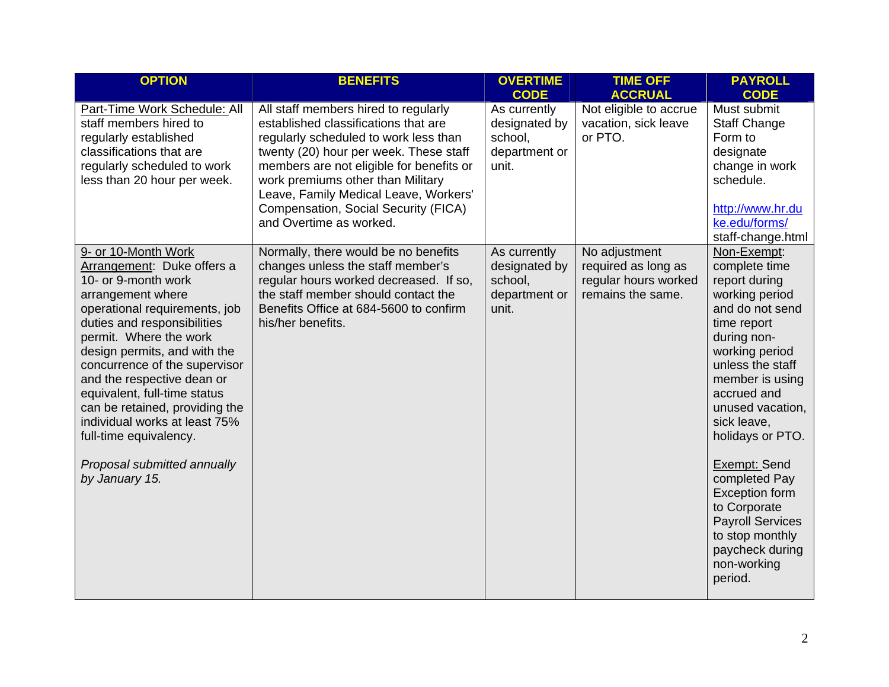| OPTION | BENEFITS | OVERTIME CODE | TIME OFF ACCRUAL | PAYROLL CODE |
|---|---|---|---|---|
| Part-Time Work Schedule: All staff members hired to regularly established classifications that are regularly scheduled to work less than 20 hour per week. | All staff members hired to regularly established classifications that are regularly scheduled to work less than twenty (20) hour per week. These staff members are not eligible for benefits or work premiums other than Military Leave, Family Medical Leave, Workers' Compensation, Social Security (FICA) and Overtime as worked. | As currently designated by school, department or unit. | Not eligible to accrue vacation, sick leave or PTO. | Must submit Staff Change Form to designate change in work schedule. <br><br> http://www.hr.duke.edu/forms/staff-change.html |
| 9- or 10-Month Work Arrangement: Duke offers a 10- or 9-month work arrangement where operational requirements, job duties and responsibilities permit. Where the work design permits, and with the concurrence of the supervisor and the respective dean or equivalent, full-time status can be retained, providing the individual works at least 75% full-time equivalency. <br><br> *Proposal submitted annually by January 15.* | Normally, there would be no benefits changes unless the staff member's regular hours worked decreased. If so, the staff member should contact the Benefits Office at 684-5600 to confirm his/her benefits. | As currently designated by school, department or unit. | No adjustment required as long as regular hours worked remains the same. | Non-Exempt: complete time report during working period and do not send time report during non-working period unless the staff member is using accrued and unused vacation, sick leave, holidays or PTO. <br><br> Exempt: Send completed Pay Exception form to Corporate Payroll Services to stop monthly paycheck during non-working period. |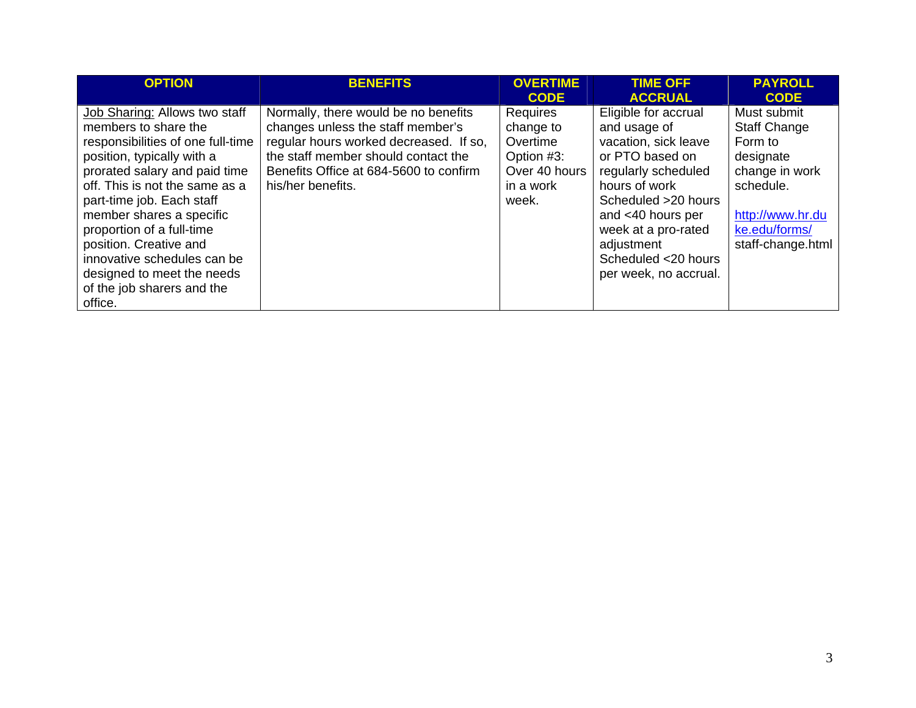| OPTION | BENEFITS | OVERTIME CODE | TIME OFF ACCRUAL | PAYROLL CODE |
|---|---|---|---|---|
| Job Sharing: Allows two staff members to share the responsibilities of one full-time position, typically with a prorated salary and paid time off. This is not the same as a part-time job. Each staff member shares a specific proportion of a full-time position. Creative and innovative schedules can be designed to meet the needs of the job sharers and the office. | Normally, there would be no benefits changes unless the staff member's regular hours worked decreased. If so, the staff member should contact the Benefits Office at 684-5600 to confirm his/her benefits. | Requires change to Overtime Option #3: Over 40 hours in a work week. | Eligible for accrual and usage of vacation, sick leave or PTO based on regularly scheduled hours of work Scheduled >20 hours and <40 hours per week at a pro-rated adjustment Scheduled <20 hours per week, no accrual. | Must submit Staff Change Form to designate change in work schedule. http://www.hr.duke.edu/forms/staff-change.html |